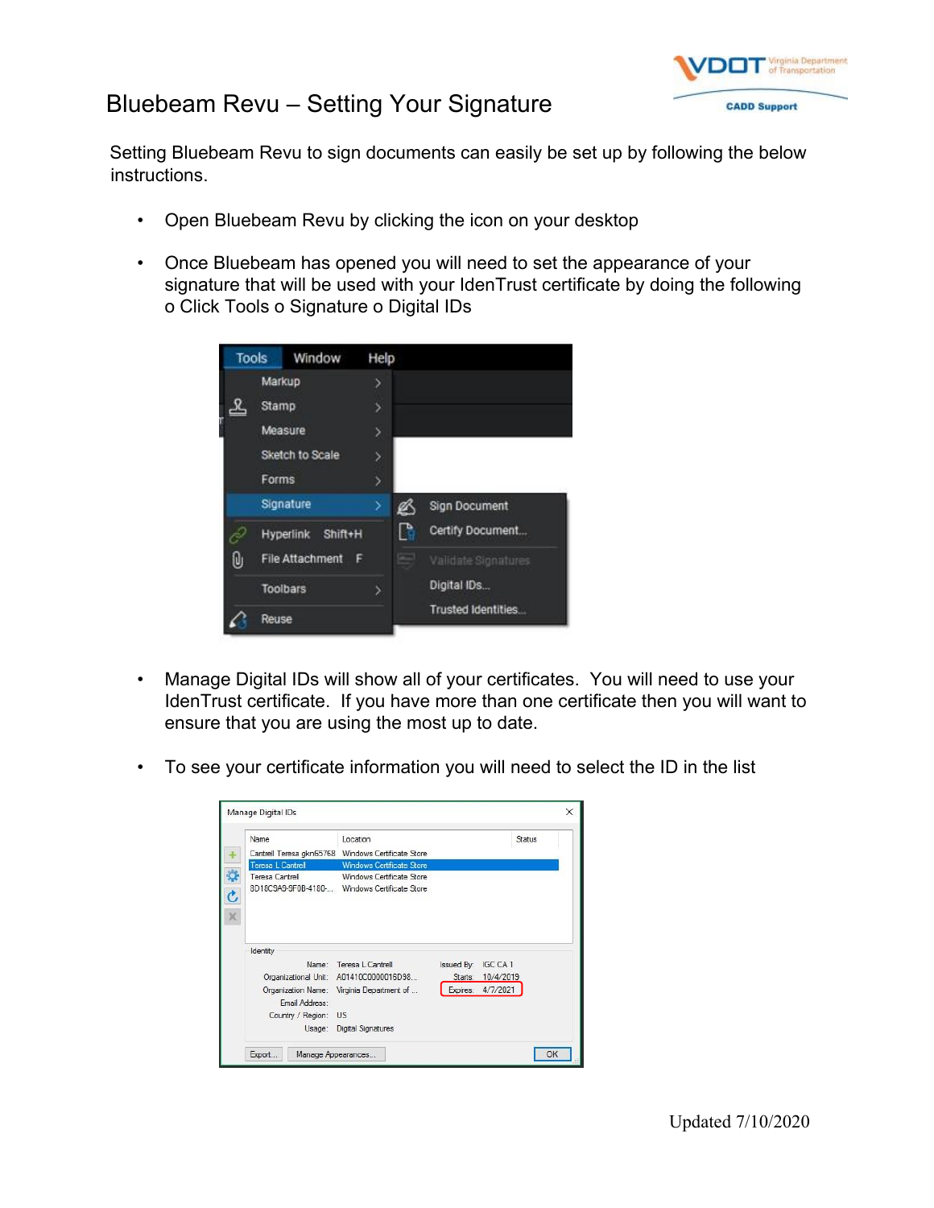# Bluebeam Revu – Setting Your Signature

Setting Bluebeam Revu to sign documents can easily be set up by following the below instructions.

- Open Bluebeam Revu by clicking the icon on your desktop
- Once Bluebeam has opened you will need to set the appearance of your signature that will be used with your IdenTrust certificate by doing the following o Click Tools o Signature o Digital IDs
- Manage Digital IDs will show all of your certificates. You will need to use your IdenTrust certificate. If you have more than one certificate then you will want to ensure that you are using the most up to date.
- To see your certificate information you will need to select the ID in the list

Updated 7/10/2020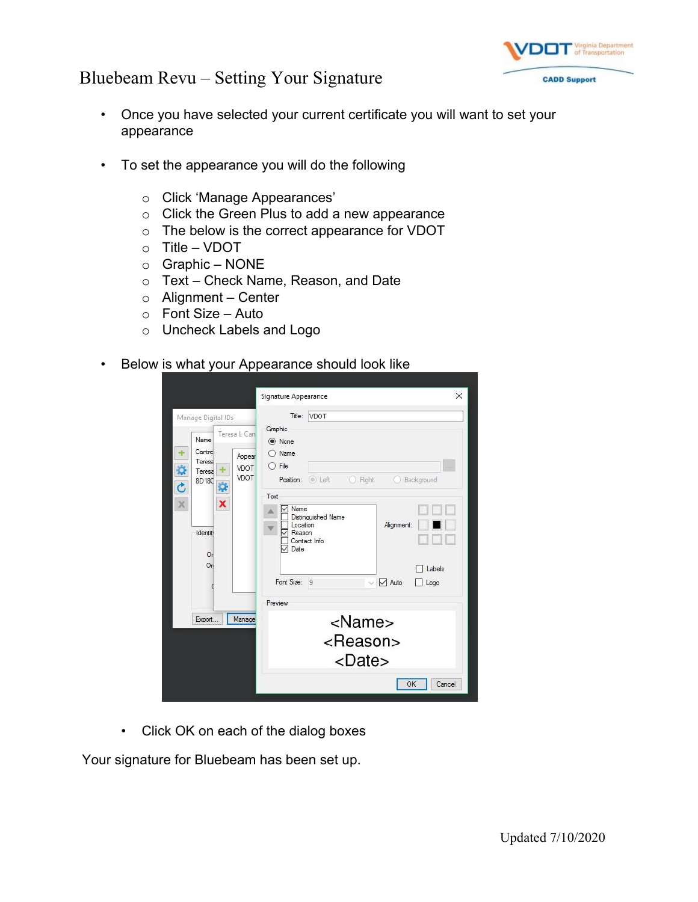# Bluebeam Revu – Setting Your Signature

- Once you have selected your current certificate you will want to set your appearance
- To set the appearance you will do the following
  - Click 'Manage Appearances'
  - Click the Green Plus to add a new appearance
  - The below is the correct appearance for VDOT
  - Title – VDOT
  - Graphic – NONE
  - Text – Check Name, Reason, and Date
  - Alignment – Center
  - Font Size – Auto
  - Uncheck Labels and Logo
- Below is what your Appearance should look like

  - Click OK on each of the dialog boxes

Your signature for Bluebeam has been set up.

Updated 7/10/2020